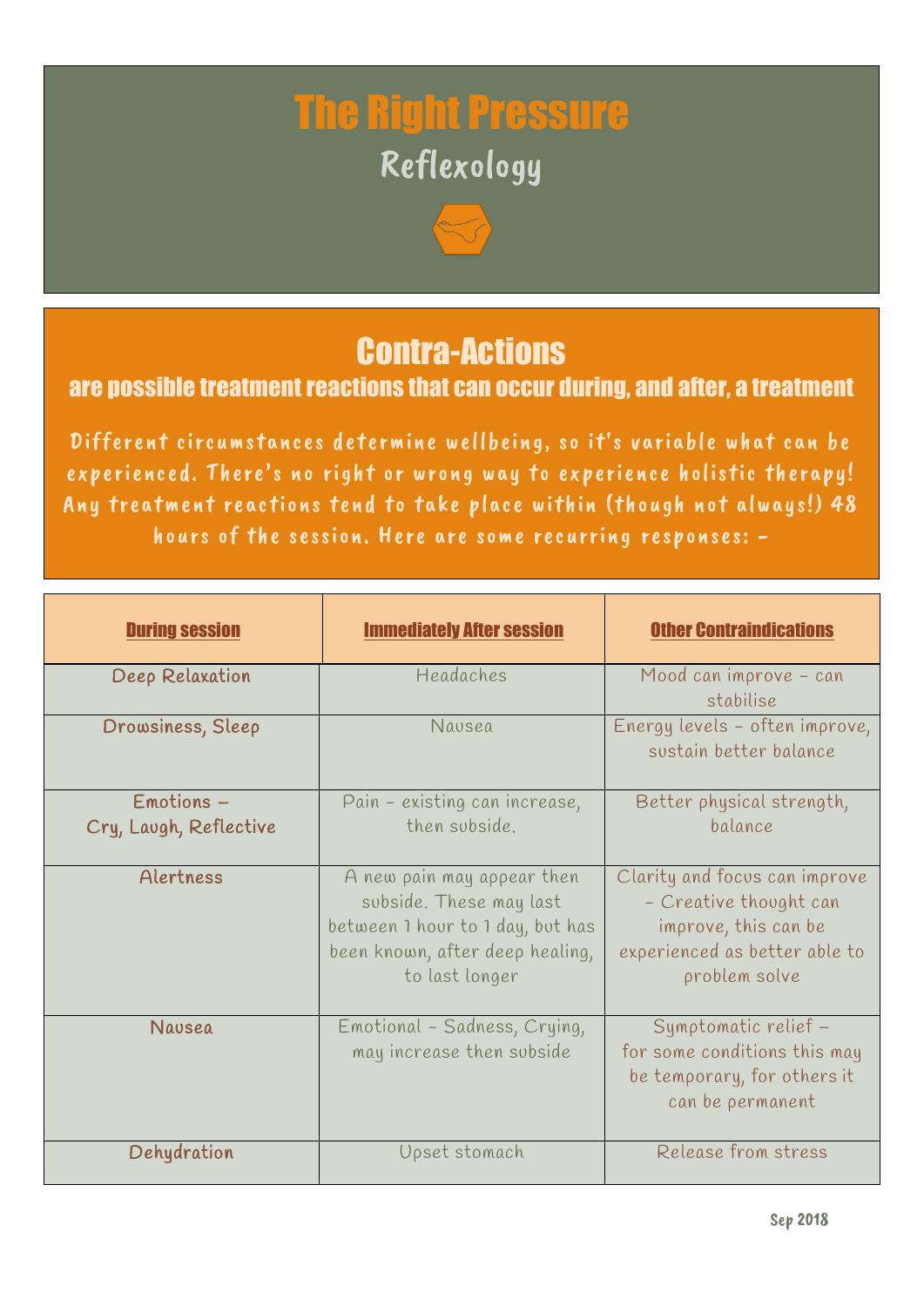# The Right Pressure

## Reflexology

## Contra-Actions

### are possible treatment reactions that can occur during, and after, a treatment

**Different circumstances determine wellbeing, so it's variable what can be experienced. There's no right or wrong way to experience holistic therapy! Any treatment reactions tend to take place within (though not always!) 48 hours of the session. Here are some recurring responses: -**

| **During session** | **Immediately After session** | **Other Contraindications** |
|---|---|---|
| Deep Relaxation | Headaches | Mood can improve - can stabilise |
| Drowsiness, Sleep | Nausea | Energy levels - often improve, sustain better balance |
| Emotions – Cry, Laugh, Reflective | Pain - existing can increase, then subside. | Better physical strength, balance |
| Alertness | A new pain may appear then subside. These may last between 1 hour to 1 day, but has been known, after deep healing, to last longer | Clarity and focus can improve - Creative thought can improve, this can be experienced as better able to problem solve |
| Nausea | Emotional - Sadness, Crying, may increase then subside | Symptomatic relief – for some conditions this may be temporary, for others it can be permanent |
| Dehydration | Upset stomach | Release from stress |

Sep 2018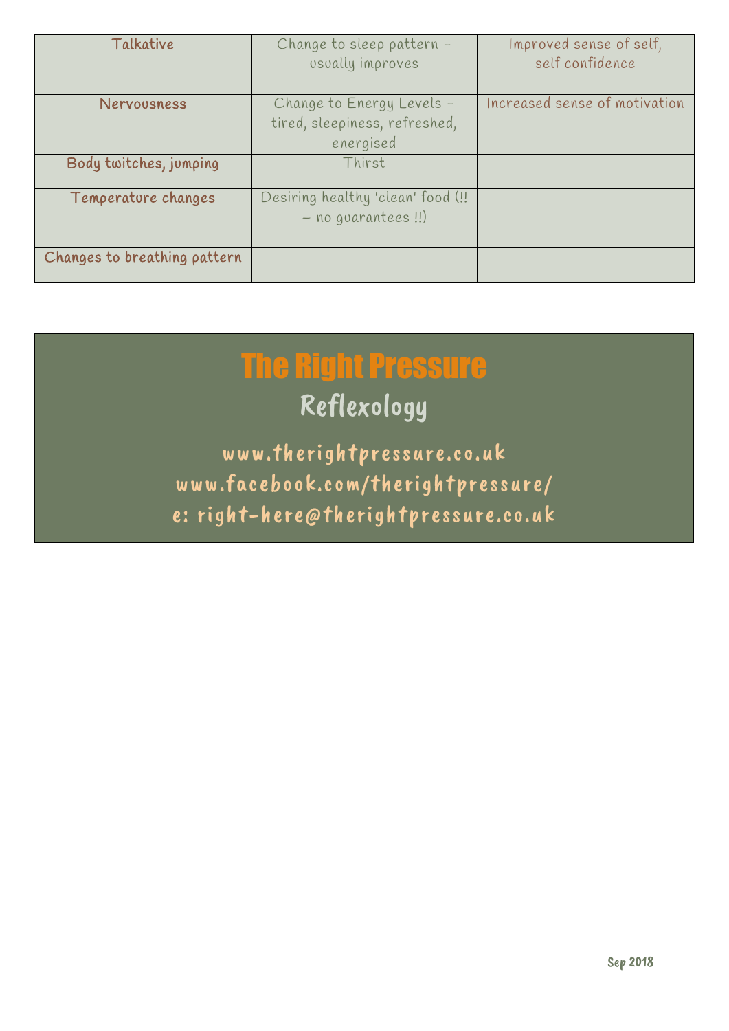| | | |
|---|---|---|
| Talkative | Change to sleep pattern – usually improves | Improved sense of self, self confidence |
| Nervousness | Change to Energy Levels – tired, sleepiness, refreshed, energised | Increased sense of motivation |
| Body twitches, jumping | Thirst | |
| Temperature changes | Desiring healthy 'clean' food (!! – no guarantees !!) | |
| Changes to breathing pattern | | |

# The Right Pressure

## Reflexology

www.therightpressure.co.uk

www.facebook.com/therightpressure/

e: right-here@therightpressure.co.uk

Sep 2018